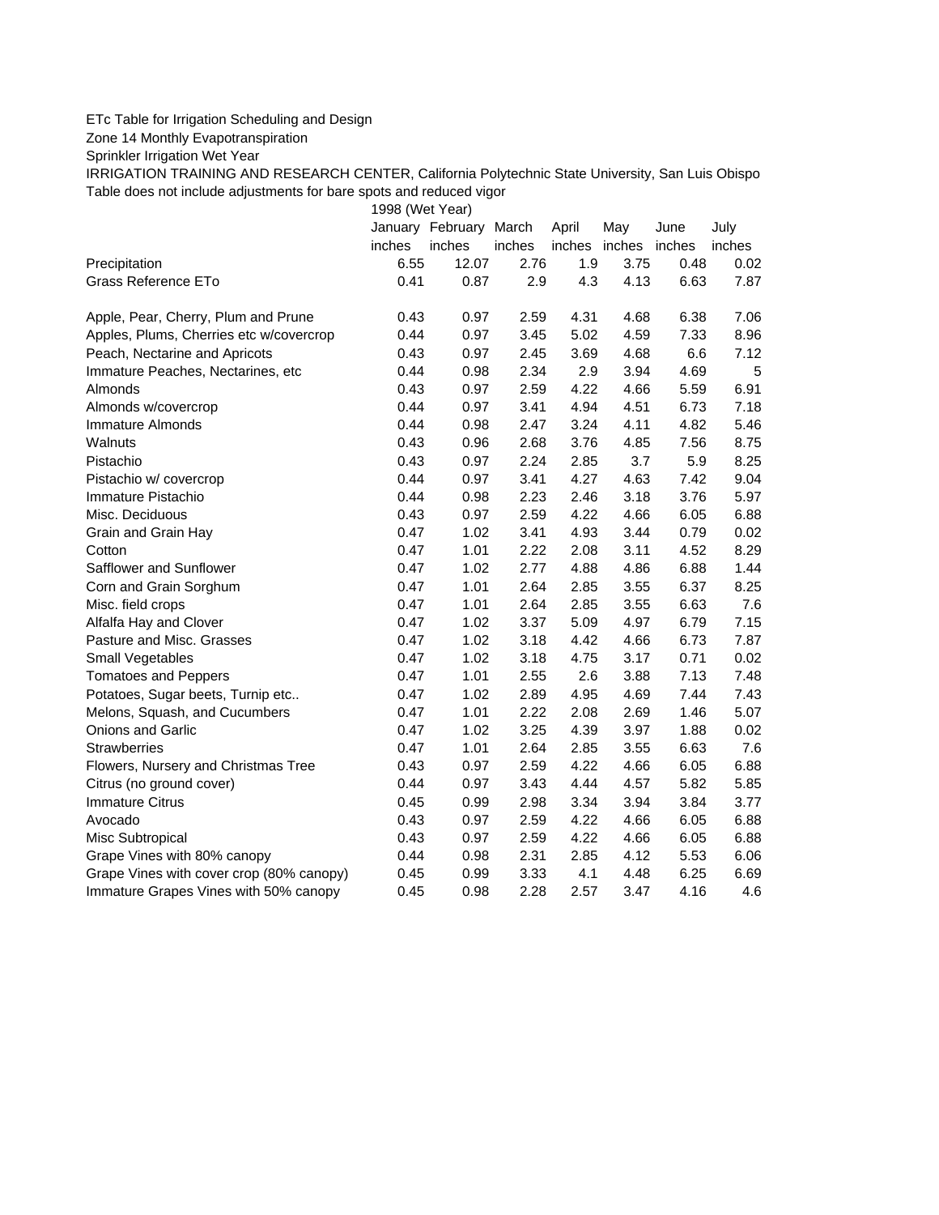ETc Table for Irrigation Scheduling and Design

Zone 14 Monthly Evapotranspiration

Sprinkler Irrigation Wet Year

IRRIGATION TRAINING AND RESEARCH CENTER, California Polytechnic State University, San Luis Obispo

Table does not include adjustments for bare spots and reduced vigor

| | 1998 (Wet Year) | | | | | | |
|---|---|---|---|---|---|---|---|
| | January | February | March | April | May | June | July |
| | inches | inches | inches | inches | inches | inches | inches |
| Precipitation | 6.55 | 12.07 | 2.76 | 1.9 | 3.75 | 0.48 | 0.02 |
| Grass Reference ETo | 0.41 | 0.87 | 2.9 | 4.3 | 4.13 | 6.63 | 7.87 |
| | | | | | | | |
| Apple, Pear, Cherry, Plum and Prune | 0.43 | 0.97 | 2.59 | 4.31 | 4.68 | 6.38 | 7.06 |
| Apples, Plums, Cherries etc w/covercrop | 0.44 | 0.97 | 3.45 | 5.02 | 4.59 | 7.33 | 8.96 |
| Peach, Nectarine and Apricots | 0.43 | 0.97 | 2.45 | 3.69 | 4.68 | 6.6 | 7.12 |
| Immature Peaches, Nectarines, etc | 0.44 | 0.98 | 2.34 | 2.9 | 3.94 | 4.69 | 5 |
| Almonds | 0.43 | 0.97 | 2.59 | 4.22 | 4.66 | 5.59 | 6.91 |
| Almonds w/covercrop | 0.44 | 0.97 | 3.41 | 4.94 | 4.51 | 6.73 | 7.18 |
| Immature Almonds | 0.44 | 0.98 | 2.47 | 3.24 | 4.11 | 4.82 | 5.46 |
| Walnuts | 0.43 | 0.96 | 2.68 | 3.76 | 4.85 | 7.56 | 8.75 |
| Pistachio | 0.43 | 0.97 | 2.24 | 2.85 | 3.7 | 5.9 | 8.25 |
| Pistachio w/ covercrop | 0.44 | 0.97 | 3.41 | 4.27 | 4.63 | 7.42 | 9.04 |
| Immature Pistachio | 0.44 | 0.98 | 2.23 | 2.46 | 3.18 | 3.76 | 5.97 |
| Misc. Deciduous | 0.43 | 0.97 | 2.59 | 4.22 | 4.66 | 6.05 | 6.88 |
| Grain and Grain Hay | 0.47 | 1.02 | 3.41 | 4.93 | 3.44 | 0.79 | 0.02 |
| Cotton | 0.47 | 1.01 | 2.22 | 2.08 | 3.11 | 4.52 | 8.29 |
| Safflower and Sunflower | 0.47 | 1.02 | 2.77 | 4.88 | 4.86 | 6.88 | 1.44 |
| Corn and Grain Sorghum | 0.47 | 1.01 | 2.64 | 2.85 | 3.55 | 6.37 | 8.25 |
| Misc. field crops | 0.47 | 1.01 | 2.64 | 2.85 | 3.55 | 6.63 | 7.6 |
| Alfalfa Hay and Clover | 0.47 | 1.02 | 3.37 | 5.09 | 4.97 | 6.79 | 7.15 |
| Pasture and Misc. Grasses | 0.47 | 1.02 | 3.18 | 4.42 | 4.66 | 6.73 | 7.87 |
| Small Vegetables | 0.47 | 1.02 | 3.18 | 4.75 | 3.17 | 0.71 | 0.02 |
| Tomatoes and Peppers | 0.47 | 1.01 | 2.55 | 2.6 | 3.88 | 7.13 | 7.48 |
| Potatoes, Sugar beets, Turnip etc.. | 0.47 | 1.02 | 2.89 | 4.95 | 4.69 | 7.44 | 7.43 |
| Melons, Squash, and Cucumbers | 0.47 | 1.01 | 2.22 | 2.08 | 2.69 | 1.46 | 5.07 |
| Onions and Garlic | 0.47 | 1.02 | 3.25 | 4.39 | 3.97 | 1.88 | 0.02 |
| Strawberries | 0.47 | 1.01 | 2.64 | 2.85 | 3.55 | 6.63 | 7.6 |
| Flowers, Nursery and Christmas Tree | 0.43 | 0.97 | 2.59 | 4.22 | 4.66 | 6.05 | 6.88 |
| Citrus (no ground cover) | 0.44 | 0.97 | 3.43 | 4.44 | 4.57 | 5.82 | 5.85 |
| Immature Citrus | 0.45 | 0.99 | 2.98 | 3.34 | 3.94 | 3.84 | 3.77 |
| Avocado | 0.43 | 0.97 | 2.59 | 4.22 | 4.66 | 6.05 | 6.88 |
| Misc Subtropical | 0.43 | 0.97 | 2.59 | 4.22 | 4.66 | 6.05 | 6.88 |
| Grape Vines with 80% canopy | 0.44 | 0.98 | 2.31 | 2.85 | 4.12 | 5.53 | 6.06 |
| Grape Vines with cover crop (80% canopy) | 0.45 | 0.99 | 3.33 | 4.1 | 4.48 | 6.25 | 6.69 |
| Immature Grapes Vines with 50% canopy | 0.45 | 0.98 | 2.28 | 2.57 | 3.47 | 4.16 | 4.6 |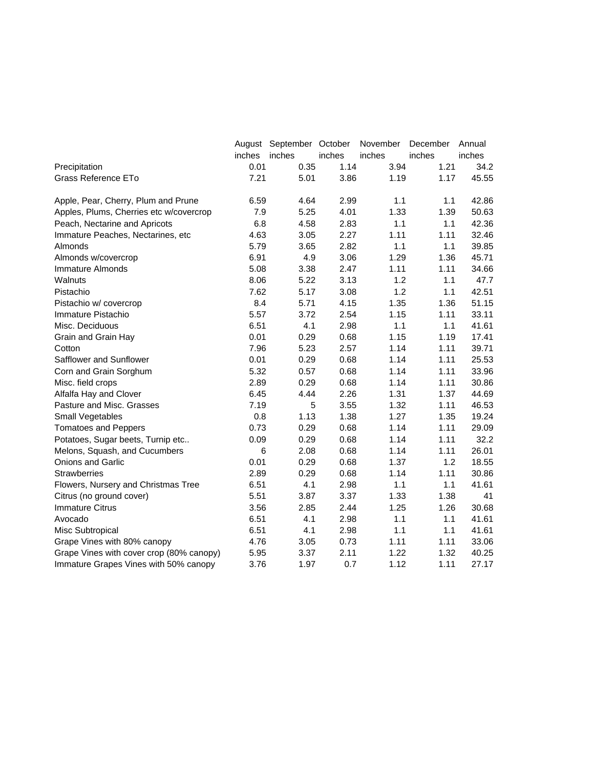| | August inches | September inches | October inches | November inches | December inches | Annual inches |
|---|---|---|---|---|---|---|
| Precipitation | 0.01 | 0.35 | 1.14 | 3.94 | 1.21 | 34.2 |
| Grass Reference ETo | 7.21 | 5.01 | 3.86 | 1.19 | 1.17 | 45.55 |
| | | | | | | |
| Apple, Pear, Cherry, Plum and Prune | 6.59 | 4.64 | 2.99 | 1.1 | 1.1 | 42.86 |
| Apples, Plums, Cherries etc w/covercrop | 7.9 | 5.25 | 4.01 | 1.33 | 1.39 | 50.63 |
| Peach, Nectarine and Apricots | 6.8 | 4.58 | 2.83 | 1.1 | 1.1 | 42.36 |
| Immature Peaches, Nectarines, etc | 4.63 | 3.05 | 2.27 | 1.11 | 1.11 | 32.46 |
| Almonds | 5.79 | 3.65 | 2.82 | 1.1 | 1.1 | 39.85 |
| Almonds w/covercrop | 6.91 | 4.9 | 3.06 | 1.29 | 1.36 | 45.71 |
| Immature Almonds | 5.08 | 3.38 | 2.47 | 1.11 | 1.11 | 34.66 |
| Walnuts | 8.06 | 5.22 | 3.13 | 1.2 | 1.1 | 47.7 |
| Pistachio | 7.62 | 5.17 | 3.08 | 1.2 | 1.1 | 42.51 |
| Pistachio w/ covercrop | 8.4 | 5.71 | 4.15 | 1.35 | 1.36 | 51.15 |
| Immature Pistachio | 5.57 | 3.72 | 2.54 | 1.15 | 1.11 | 33.11 |
| Misc. Deciduous | 6.51 | 4.1 | 2.98 | 1.1 | 1.1 | 41.61 |
| Grain and Grain Hay | 0.01 | 0.29 | 0.68 | 1.15 | 1.19 | 17.41 |
| Cotton | 7.96 | 5.23 | 2.57 | 1.14 | 1.11 | 39.71 |
| Safflower and Sunflower | 0.01 | 0.29 | 0.68 | 1.14 | 1.11 | 25.53 |
| Corn and Grain Sorghum | 5.32 | 0.57 | 0.68 | 1.14 | 1.11 | 33.96 |
| Misc. field crops | 2.89 | 0.29 | 0.68 | 1.14 | 1.11 | 30.86 |
| Alfalfa Hay and Clover | 6.45 | 4.44 | 2.26 | 1.31 | 1.37 | 44.69 |
| Pasture and Misc. Grasses | 7.19 | 5 | 3.55 | 1.32 | 1.11 | 46.53 |
| Small Vegetables | 0.8 | 1.13 | 1.38 | 1.27 | 1.35 | 19.24 |
| Tomatoes and Peppers | 0.73 | 0.29 | 0.68 | 1.14 | 1.11 | 29.09 |
| Potatoes, Sugar beets, Turnip etc.. | 0.09 | 0.29 | 0.68 | 1.14 | 1.11 | 32.2 |
| Melons, Squash, and Cucumbers | 6 | 2.08 | 0.68 | 1.14 | 1.11 | 26.01 |
| Onions and Garlic | 0.01 | 0.29 | 0.68 | 1.37 | 1.2 | 18.55 |
| Strawberries | 2.89 | 0.29 | 0.68 | 1.14 | 1.11 | 30.86 |
| Flowers, Nursery and Christmas Tree | 6.51 | 4.1 | 2.98 | 1.1 | 1.1 | 41.61 |
| Citrus (no ground cover) | 5.51 | 3.87 | 3.37 | 1.33 | 1.38 | 41 |
| Immature Citrus | 3.56 | 2.85 | 2.44 | 1.25 | 1.26 | 30.68 |
| Avocado | 6.51 | 4.1 | 2.98 | 1.1 | 1.1 | 41.61 |
| Misc Subtropical | 6.51 | 4.1 | 2.98 | 1.1 | 1.1 | 41.61 |
| Grape Vines with 80% canopy | 4.76 | 3.05 | 0.73 | 1.11 | 1.11 | 33.06 |
| Grape Vines with cover crop (80% canopy) | 5.95 | 3.37 | 2.11 | 1.22 | 1.32 | 40.25 |
| Immature Grapes Vines with 50% canopy | 3.76 | 1.97 | 0.7 | 1.12 | 1.11 | 27.17 |